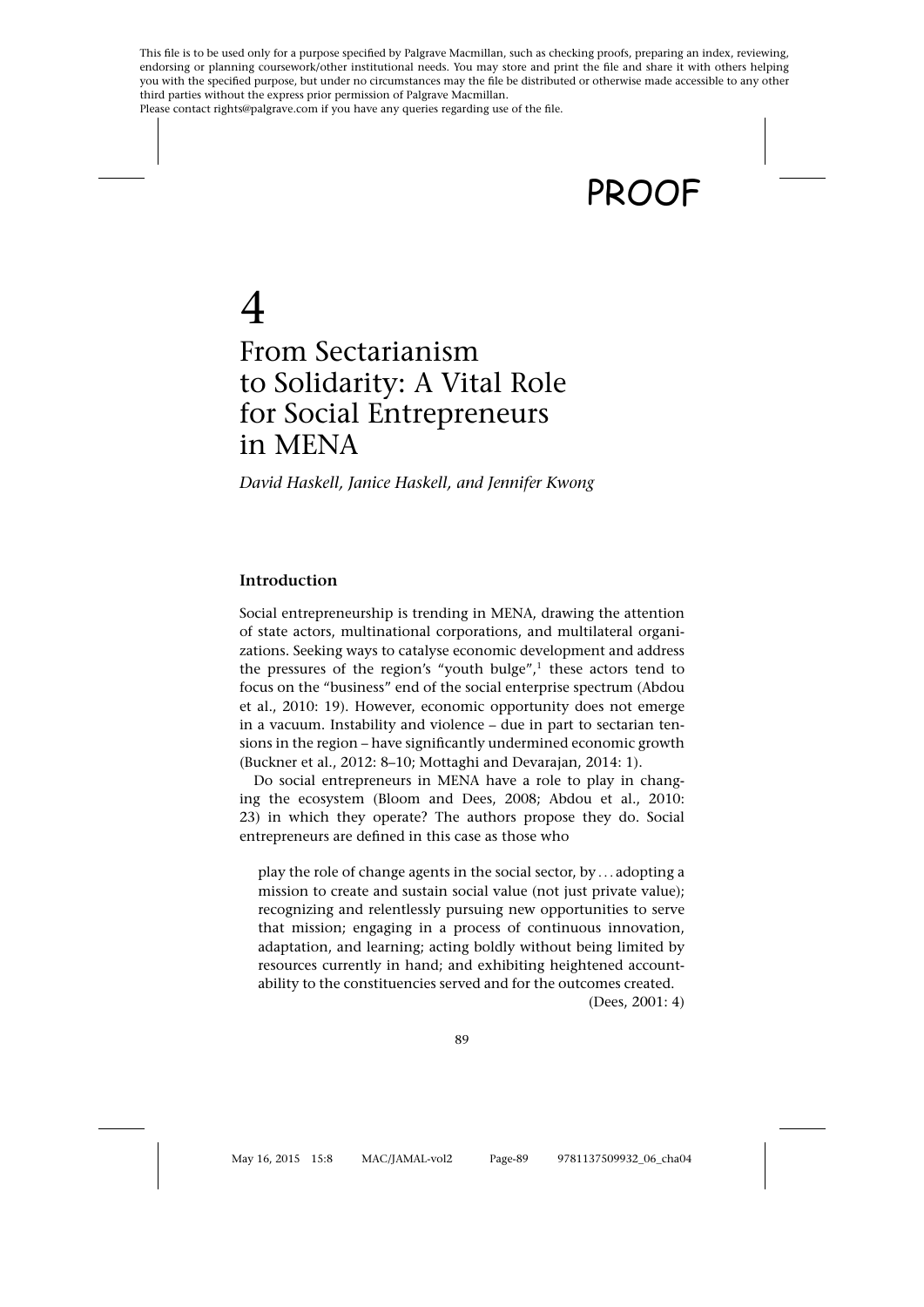# 4

# From Sectarianism to Solidarity: A Vital Role for Social Entrepreneurs in MENA

*David Haskell, Janice Haskell, and Jennifer Kwong*

## Introduction

Social entrepreneurship is trending in MENA, drawing the attention of state actors, multinational corporations, and multilateral organizations. Seeking ways to catalyse economic development and address the pressures of the region's "youth bulge",[1] these actors tend to focus on the "business" end of the social enterprise spectrum (Abdou et al., 2010: 19). However, economic opportunity does not emerge in a vacuum. Instability and violence – due in part to sectarian tensions in the region – have significantly undermined economic growth (Buckner et al., 2012: 8–10; Mottaghi and Devarajan, 2014: 1).

Do social entrepreneurs in MENA have a role to play in changing the ecosystem (Bloom and Dees, 2008; Abdou et al., 2010: 23) in which they operate? The authors propose they do. Social entrepreneurs are defined in this case as those who

> play the role of change agents in the social sector, by . . . adopting a mission to create and sustain social value (not just private value); recognizing and relentlessly pursuing new opportunities to serve that mission; engaging in a process of continuous innovation, adaptation, and learning; acting boldly without being limited by resources currently in hand; and exhibiting heightened accountability to the constituencies served and for the outcomes created.
>
> (Dees, 2001: 4)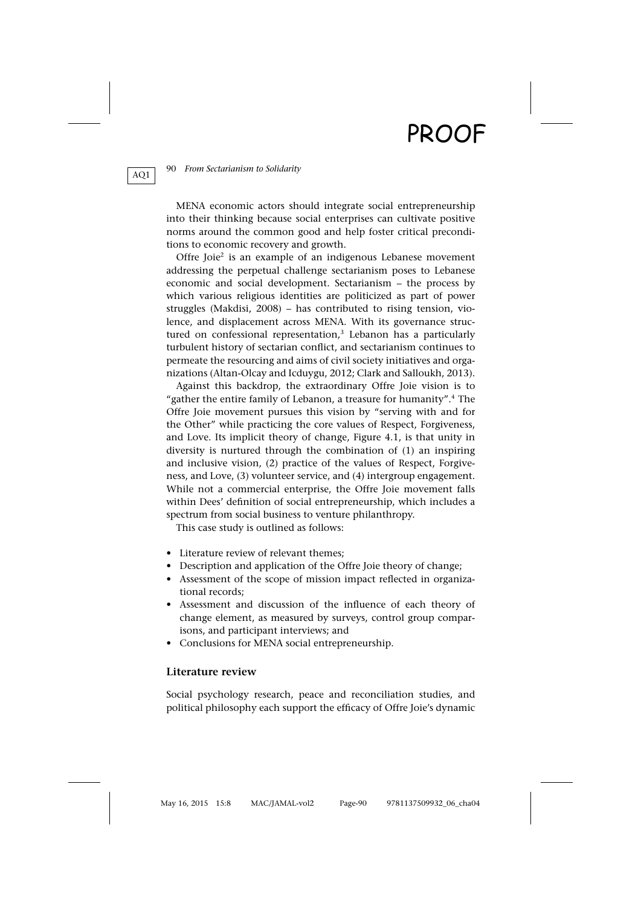MENA economic actors should integrate social entrepreneurship into their thinking because social enterprises can cultivate positive norms around the common good and help foster critical preconditions to economic recovery and growth.

Offre Joie[2] is an example of an indigenous Lebanese movement addressing the perpetual challenge sectarianism poses to Lebanese economic and social development. Sectarianism – the process by which various religious identities are politicized as part of power struggles (Makdisi, 2008) – has contributed to rising tension, violence, and displacement across MENA. With its governance structured on confessional representation,[3] Lebanon has a particularly turbulent history of sectarian conflict, and sectarianism continues to permeate the resourcing and aims of civil society initiatives and organizations (Altan-Olcay and Icduygu, 2012; Clark and Salloukh, 2013).

Against this backdrop, the extraordinary Offre Joie vision is to "gather the entire family of Lebanon, a treasure for humanity".[4] The Offre Joie movement pursues this vision by "serving with and for the Other" while practicing the core values of Respect, Forgiveness, and Love. Its implicit theory of change, Figure 4.1, is that unity in diversity is nurtured through the combination of (1) an inspiring and inclusive vision, (2) practice of the values of Respect, Forgiveness, and Love, (3) volunteer service, and (4) intergroup engagement. While not a commercial enterprise, the Offre Joie movement falls within Dees' definition of social entrepreneurship, which includes a spectrum from social business to venture philanthropy.

This case study is outlined as follows:

- Literature review of relevant themes;
- Description and application of the Offre Joie theory of change;
- Assessment of the scope of mission impact reflected in organizational records;
- Assessment and discussion of the influence of each theory of change element, as measured by surveys, control group comparisons, and participant interviews; and
- Conclusions for MENA social entrepreneurship.

### Literature review

Social psychology research, peace and reconciliation studies, and political philosophy each support the efficacy of Offre Joie's dynamic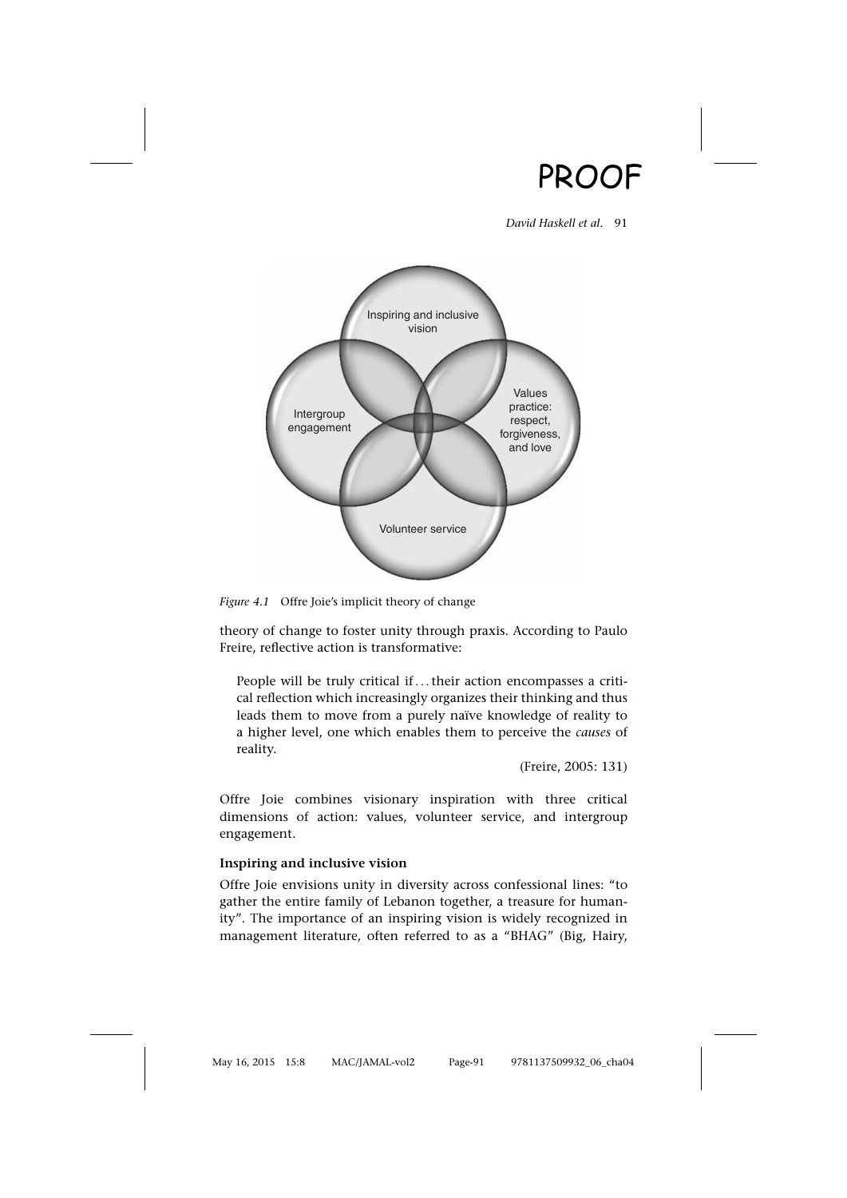Inspiring and inclusive vision

Intergroup engagement

Values practice: respect, forgiveness, and love

Volunteer service

*Figure 4.1* Offre Joie's implicit theory of change

theory of change to foster unity through praxis. According to Paulo Freire, reflective action is transformative:

> People will be truly critical if . . . their action encompasses a critical reflection which increasingly organizes their thinking and thus leads them to move from a purely naïve knowledge of reality to a higher level, one which enables them to perceive the *causes* of reality.
>
> (Freire, 2005: 131)

Offre Joie combines visionary inspiration with three critical dimensions of action: values, volunteer service, and intergroup engagement.

**Inspiring and inclusive vision**

Offre Joie envisions unity in diversity across confessional lines: "to gather the entire family of Lebanon together, a treasure for humanity". The importance of an inspiring vision is widely recognized in management literature, often referred to as a "BHAG" (Big, Hairy,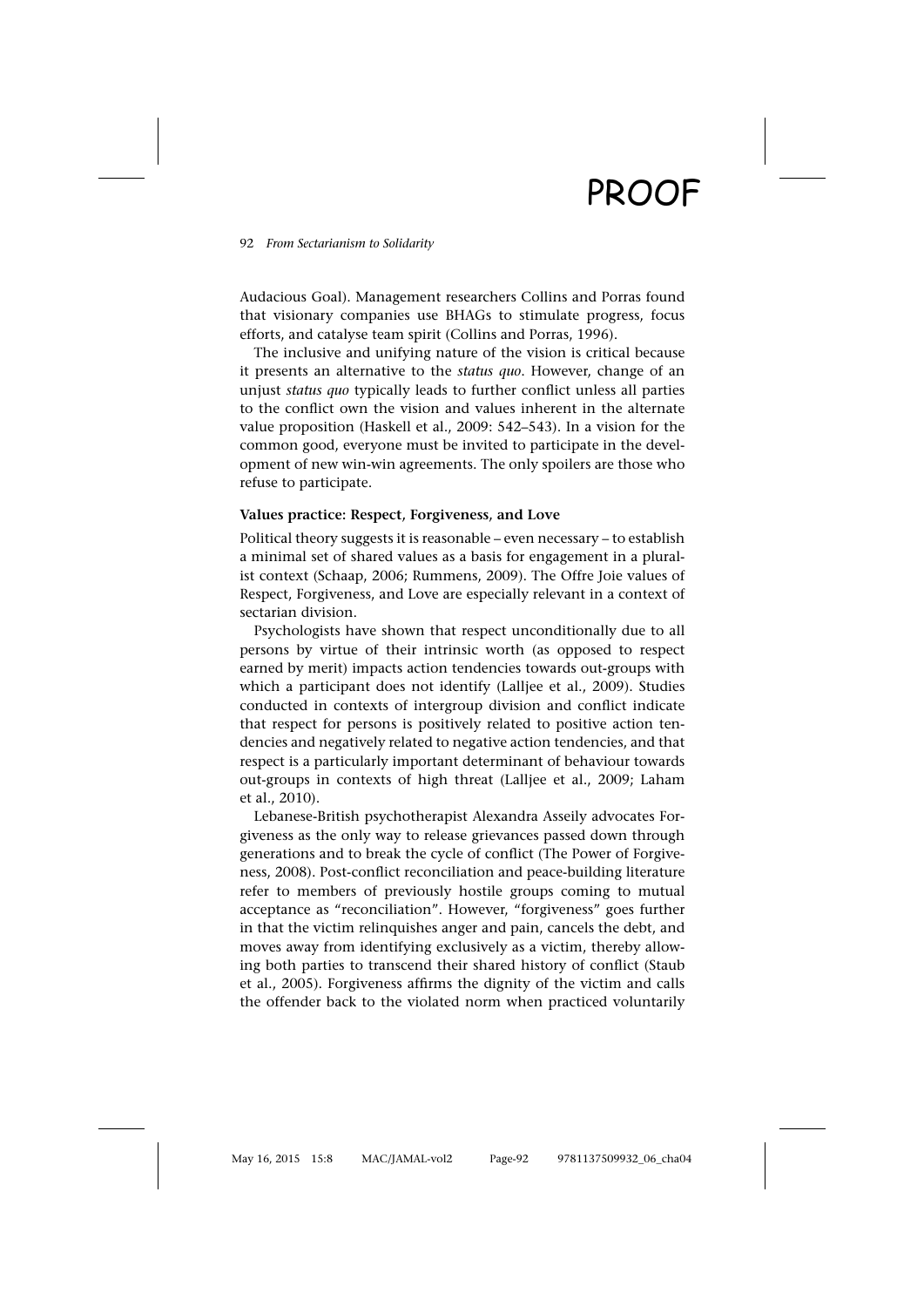Audacious Goal). Management researchers Collins and Porras found that visionary companies use BHAGs to stimulate progress, focus efforts, and catalyse team spirit (Collins and Porras, 1996).

The inclusive and unifying nature of the vision is critical because it presents an alternative to the *status quo*. However, change of an unjust *status quo* typically leads to further conflict unless all parties to the conflict own the vision and values inherent in the alternate value proposition (Haskell et al., 2009: 542–543). In a vision for the common good, everyone must be invited to participate in the development of new win-win agreements. The only spoilers are those who refuse to participate.

**Values practice: Respect, Forgiveness, and Love**

Political theory suggests it is reasonable – even necessary – to establish a minimal set of shared values as a basis for engagement in a pluralist context (Schaap, 2006; Rummens, 2009). The Offre Joie values of Respect, Forgiveness, and Love are especially relevant in a context of sectarian division.

Psychologists have shown that respect unconditionally due to all persons by virtue of their intrinsic worth (as opposed to respect earned by merit) impacts action tendencies towards out-groups with which a participant does not identify (Lalljee et al., 2009). Studies conducted in contexts of intergroup division and conflict indicate that respect for persons is positively related to positive action tendencies and negatively related to negative action tendencies, and that respect is a particularly important determinant of behaviour towards out-groups in contexts of high threat (Lalljee et al., 2009; Laham et al., 2010).

Lebanese-British psychotherapist Alexandra Asseily advocates Forgiveness as the only way to release grievances passed down through generations and to break the cycle of conflict (The Power of Forgiveness, 2008). Post-conflict reconciliation and peace-building literature refer to members of previously hostile groups coming to mutual acceptance as "reconciliation". However, "forgiveness" goes further in that the victim relinquishes anger and pain, cancels the debt, and moves away from identifying exclusively as a victim, thereby allowing both parties to transcend their shared history of conflict (Staub et al., 2005). Forgiveness affirms the dignity of the victim and calls the offender back to the violated norm when practiced voluntarily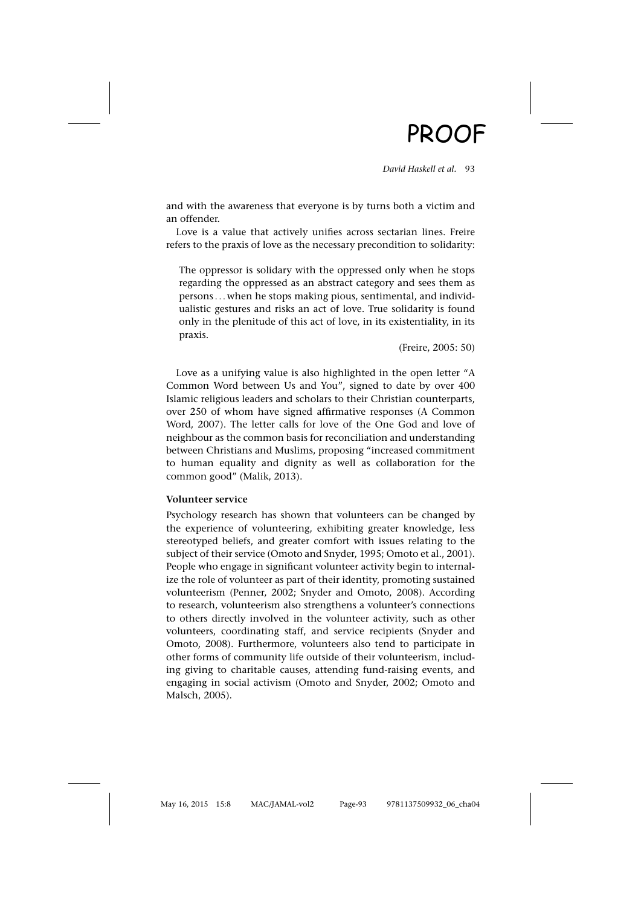and with the awareness that everyone is by turns both a victim and an offender.

Love is a value that actively unifies across sectarian lines. Freire refers to the praxis of love as the necessary precondition to solidarity:

> The oppressor is solidary with the oppressed only when he stops regarding the oppressed as an abstract category and sees them as persons ... when he stops making pious, sentimental, and individualistic gestures and risks an act of love. True solidarity is found only in the plenitude of this act of love, in its existentiality, in its praxis.
>
> (Freire, 2005: 50)

Love as a unifying value is also highlighted in the open letter "A Common Word between Us and You", signed to date by over 400 Islamic religious leaders and scholars to their Christian counterparts, over 250 of whom have signed affirmative responses (A Common Word, 2007). The letter calls for love of the One God and love of neighbour as the common basis for reconciliation and understanding between Christians and Muslims, proposing "increased commitment to human equality and dignity as well as collaboration for the common good" (Malik, 2013).

**Volunteer service**

Psychology research has shown that volunteers can be changed by the experience of volunteering, exhibiting greater knowledge, less stereotyped beliefs, and greater comfort with issues relating to the subject of their service (Omoto and Snyder, 1995; Omoto et al., 2001). People who engage in significant volunteer activity begin to internalize the role of volunteer as part of their identity, promoting sustained volunteerism (Penner, 2002; Snyder and Omoto, 2008). According to research, volunteerism also strengthens a volunteer's connections to others directly involved in the volunteer activity, such as other volunteers, coordinating staff, and service recipients (Snyder and Omoto, 2008). Furthermore, volunteers also tend to participate in other forms of community life outside of their volunteerism, including giving to charitable causes, attending fund-raising events, and engaging in social activism (Omoto and Snyder, 2002; Omoto and Malsch, 2005).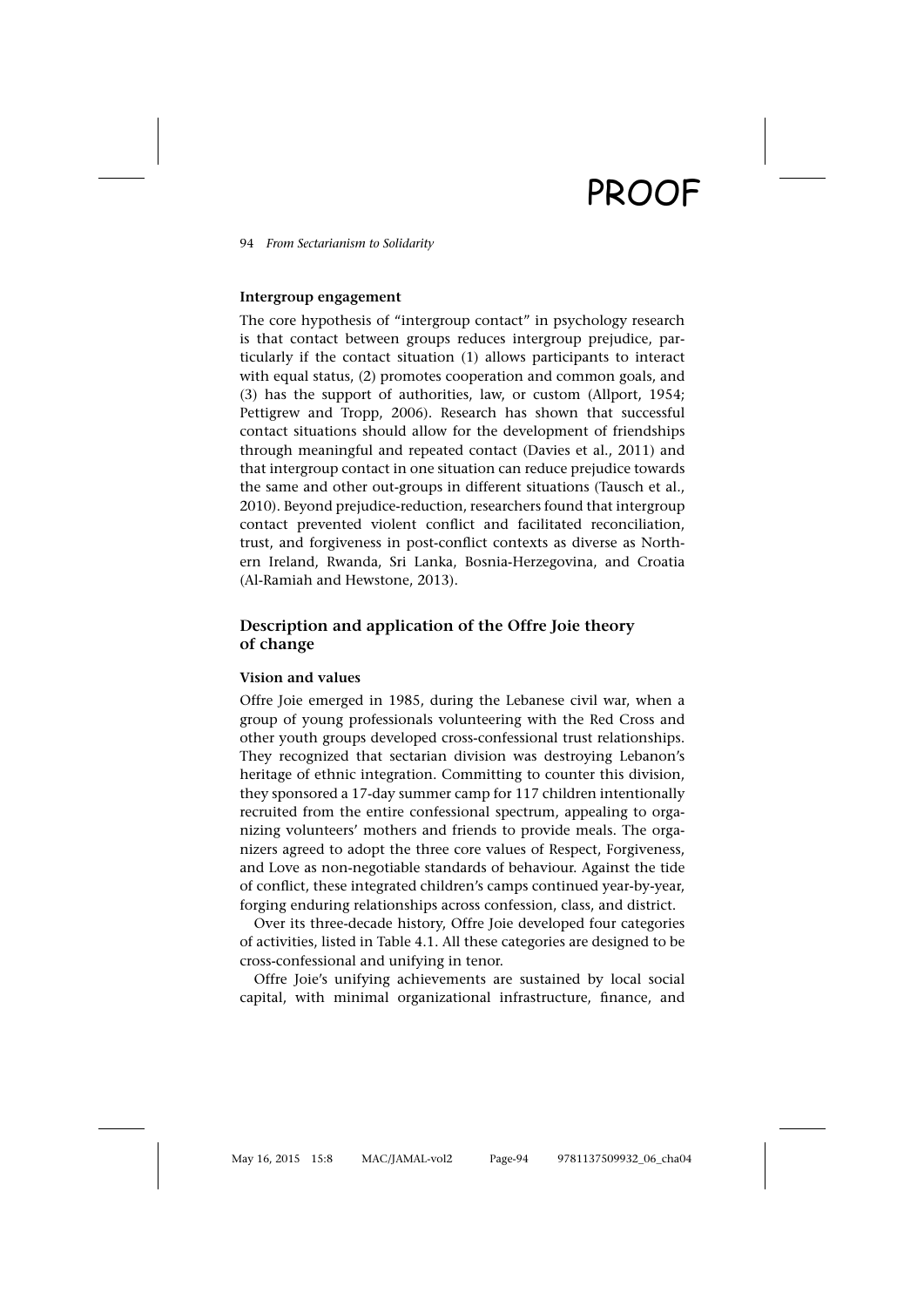### Intergroup engagement

The core hypothesis of "intergroup contact" in psychology research is that contact between groups reduces intergroup prejudice, particularly if the contact situation (1) allows participants to interact with equal status, (2) promotes cooperation and common goals, and (3) has the support of authorities, law, or custom (Allport, 1954; Pettigrew and Tropp, 2006). Research has shown that successful contact situations should allow for the development of friendships through meaningful and repeated contact (Davies et al., 2011) and that intergroup contact in one situation can reduce prejudice towards the same and other out-groups in different situations (Tausch et al., 2010). Beyond prejudice-reduction, researchers found that intergroup contact prevented violent conflict and facilitated reconciliation, trust, and forgiveness in post-conflict contexts as diverse as Northern Ireland, Rwanda, Sri Lanka, Bosnia-Herzegovina, and Croatia (Al-Ramiah and Hewstone, 2013).

## Description and application of the Offre Joie theory of change

### Vision and values

Offre Joie emerged in 1985, during the Lebanese civil war, when a group of young professionals volunteering with the Red Cross and other youth groups developed cross-confessional trust relationships. They recognized that sectarian division was destroying Lebanon's heritage of ethnic integration. Committing to counter this division, they sponsored a 17-day summer camp for 117 children intentionally recruited from the entire confessional spectrum, appealing to organizing volunteers' mothers and friends to provide meals. The organizers agreed to adopt the three core values of Respect, Forgiveness, and Love as non-negotiable standards of behaviour. Against the tide of conflict, these integrated children's camps continued year-by-year, forging enduring relationships across confession, class, and district.

Over its three-decade history, Offre Joie developed four categories of activities, listed in Table 4.1. All these categories are designed to be cross-confessional and unifying in tenor.

Offre Joie's unifying achievements are sustained by local social capital, with minimal organizational infrastructure, finance, and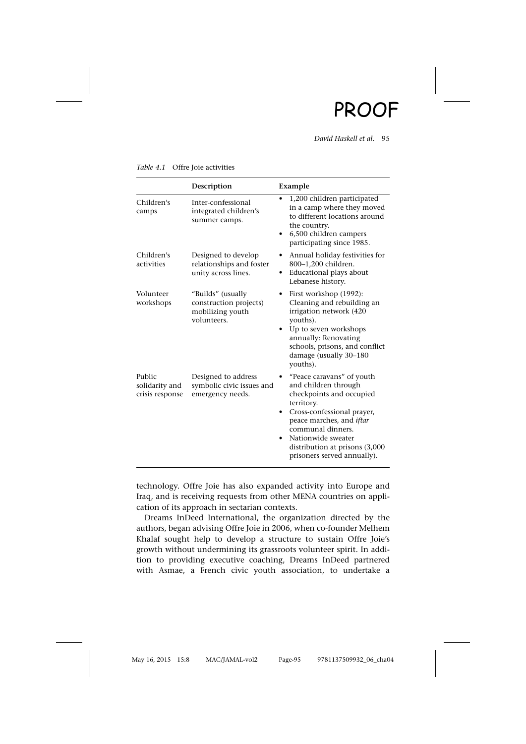*Table 4.1* Offre Joie activities

| | Description | Example |
|---|---|---|
| Children's camps | Inter-confessional integrated children's summer camps. | • 1,200 children participated in a camp where they moved to different locations around the country.<br>• 6,500 children campers participating since 1985. |
| Children's activities | Designed to develop relationships and foster unity across lines. | • Annual holiday festivities for 800–1,200 children.<br>• Educational plays about Lebanese history. |
| Volunteer workshops | "Builds" (usually construction projects) mobilizing youth volunteers. | • First workshop (1992): Cleaning and rebuilding an irrigation network (420 youths).<br>• Up to seven workshops annually: Renovating schools, prisons, and conflict damage (usually 30–180 youths). |
| Public solidarity and crisis response | Designed to address symbolic civic issues and emergency needs. | • "Peace caravans" of youth and children through checkpoints and occupied territory.<br>• Cross-confessional prayer, peace marches, and *iftar* communal dinners.<br>• Nationwide sweater distribution at prisons (3,000 prisoners served annually). |

technology. Offre Joie has also expanded activity into Europe and Iraq, and is receiving requests from other MENA countries on application of its approach in sectarian contexts.

Dreams InDeed International, the organization directed by the authors, began advising Offre Joie in 2006, when co-founder Melhem Khalaf sought help to develop a structure to sustain Offre Joie's growth without undermining its grassroots volunteer spirit. In addition to providing executive coaching, Dreams InDeed partnered with Asmae, a French civic youth association, to undertake a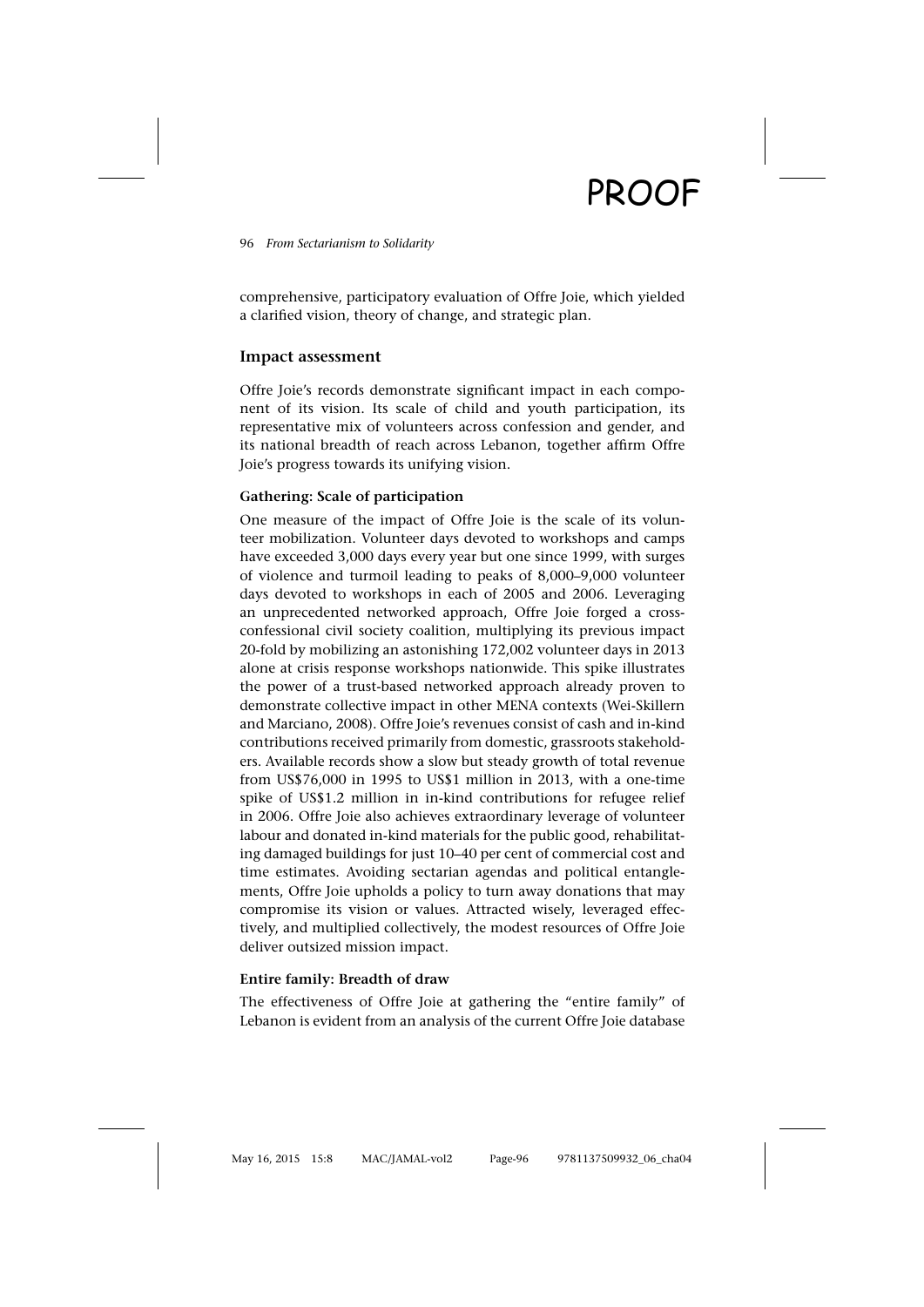comprehensive, participatory evaluation of Offre Joie, which yielded a clarified vision, theory of change, and strategic plan.

## Impact assessment

Offre Joie's records demonstrate significant impact in each component of its vision. Its scale of child and youth participation, its representative mix of volunteers across confession and gender, and its national breadth of reach across Lebanon, together affirm Offre Joie's progress towards its unifying vision.

### Gathering: Scale of participation

One measure of the impact of Offre Joie is the scale of its volunteer mobilization. Volunteer days devoted to workshops and camps have exceeded 3,000 days every year but one since 1999, with surges of violence and turmoil leading to peaks of 8,000–9,000 volunteer days devoted to workshops in each of 2005 and 2006. Leveraging an unprecedented networked approach, Offre Joie forged a cross-confessional civil society coalition, multiplying its previous impact 20-fold by mobilizing an astonishing 172,002 volunteer days in 2013 alone at crisis response workshops nationwide. This spike illustrates the power of a trust-based networked approach already proven to demonstrate collective impact in other MENA contexts (Wei-Skillern and Marciano, 2008). Offre Joie's revenues consist of cash and in-kind contributions received primarily from domestic, grassroots stakeholders. Available records show a slow but steady growth of total revenue from US$76,000 in 1995 to US$1 million in 2013, with a one-time spike of US$1.2 million in in-kind contributions for refugee relief in 2006. Offre Joie also achieves extraordinary leverage of volunteer labour and donated in-kind materials for the public good, rehabilitating damaged buildings for just 10–40 per cent of commercial cost and time estimates. Avoiding sectarian agendas and political entanglements, Offre Joie upholds a policy to turn away donations that may compromise its vision or values. Attracted wisely, leveraged effectively, and multiplied collectively, the modest resources of Offre Joie deliver outsized mission impact.

### Entire family: Breadth of draw

The effectiveness of Offre Joie at gathering the "entire family" of Lebanon is evident from an analysis of the current Offre Joie database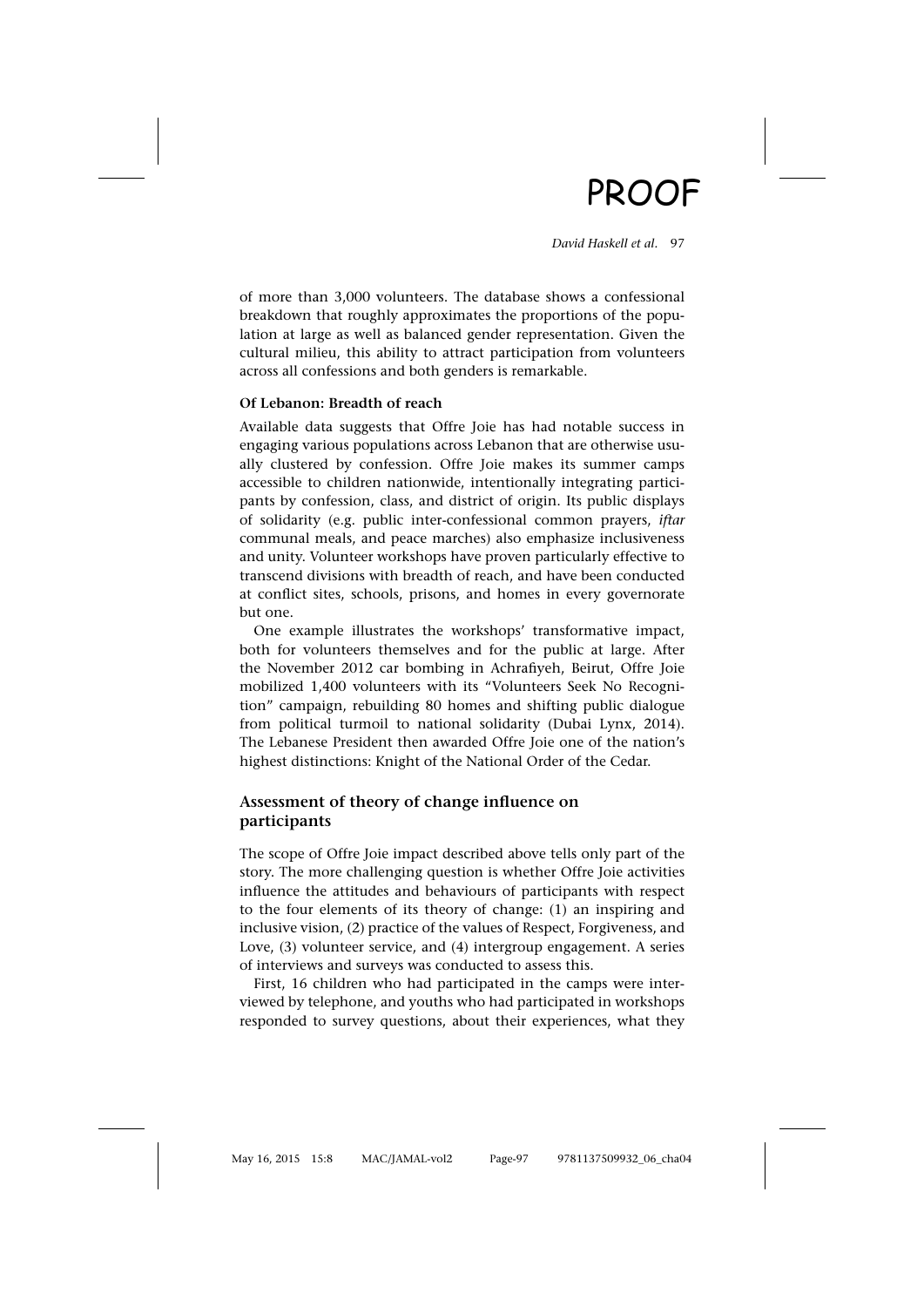of more than 3,000 volunteers. The database shows a confessional breakdown that roughly approximates the proportions of the population at large as well as balanced gender representation. Given the cultural milieu, this ability to attract participation from volunteers across all confessions and both genders is remarkable.

**Of Lebanon: Breadth of reach**

Available data suggests that Offre Joie has had notable success in engaging various populations across Lebanon that are otherwise usually clustered by confession. Offre Joie makes its summer camps accessible to children nationwide, intentionally integrating participants by confession, class, and district of origin. Its public displays of solidarity (e.g. public inter-confessional common prayers, *iftar* communal meals, and peace marches) also emphasize inclusiveness and unity. Volunteer workshops have proven particularly effective to transcend divisions with breadth of reach, and have been conducted at conflict sites, schools, prisons, and homes in every governorate but one.

One example illustrates the workshops' transformative impact, both for volunteers themselves and for the public at large. After the November 2012 car bombing in Achrafiyeh, Beirut, Offre Joie mobilized 1,400 volunteers with its "Volunteers Seek No Recognition" campaign, rebuilding 80 homes and shifting public dialogue from political turmoil to national solidarity (Dubai Lynx, 2014). The Lebanese President then awarded Offre Joie one of the nation's highest distinctions: Knight of the National Order of the Cedar.

## Assessment of theory of change influence on participants

The scope of Offre Joie impact described above tells only part of the story. The more challenging question is whether Offre Joie activities influence the attitudes and behaviours of participants with respect to the four elements of its theory of change: (1) an inspiring and inclusive vision, (2) practice of the values of Respect, Forgiveness, and Love, (3) volunteer service, and (4) intergroup engagement. A series of interviews and surveys was conducted to assess this.

First, 16 children who had participated in the camps were interviewed by telephone, and youths who had participated in workshops responded to survey questions, about their experiences, what they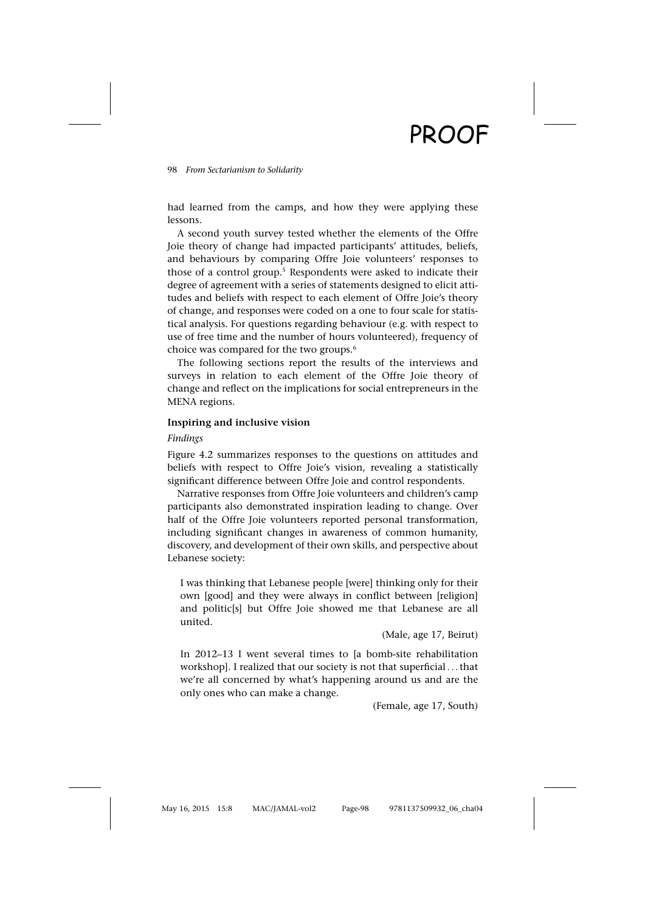had learned from the camps, and how they were applying these lessons.

A second youth survey tested whether the elements of the Offre Joie theory of change had impacted participants' attitudes, beliefs, and behaviours by comparing Offre Joie volunteers' responses to those of a control group.[5] Respondents were asked to indicate their degree of agreement with a series of statements designed to elicit attitudes and beliefs with respect to each element of Offre Joie's theory of change, and responses were coded on a one to four scale for statistical analysis. For questions regarding behaviour (e.g. with respect to use of free time and the number of hours volunteered), frequency of choice was compared for the two groups.[6]

The following sections report the results of the interviews and surveys in relation to each element of the Offre Joie theory of change and reflect on the implications for social entrepreneurs in the MENA regions.

### Inspiring and inclusive vision

*Findings*

Figure 4.2 summarizes responses to the questions on attitudes and beliefs with respect to Offre Joie's vision, revealing a statistically significant difference between Offre Joie and control respondents.

Narrative responses from Offre Joie volunteers and children's camp participants also demonstrated inspiration leading to change. Over half of the Offre Joie volunteers reported personal transformation, including significant changes in awareness of common humanity, discovery, and development of their own skills, and perspective about Lebanese society:

> I was thinking that Lebanese people [were] thinking only for their own [good] and they were always in conflict between [religion] and politic[s] but Offre Joie showed me that Lebanese are all united.
>
> (Male, age 17, Beirut)

> In 2012–13 I went several times to [a bomb-site rehabilitation workshop]. I realized that our society is not that superficial . . . that we're all concerned by what's happening around us and are the only ones who can make a change.
>
> (Female, age 17, South)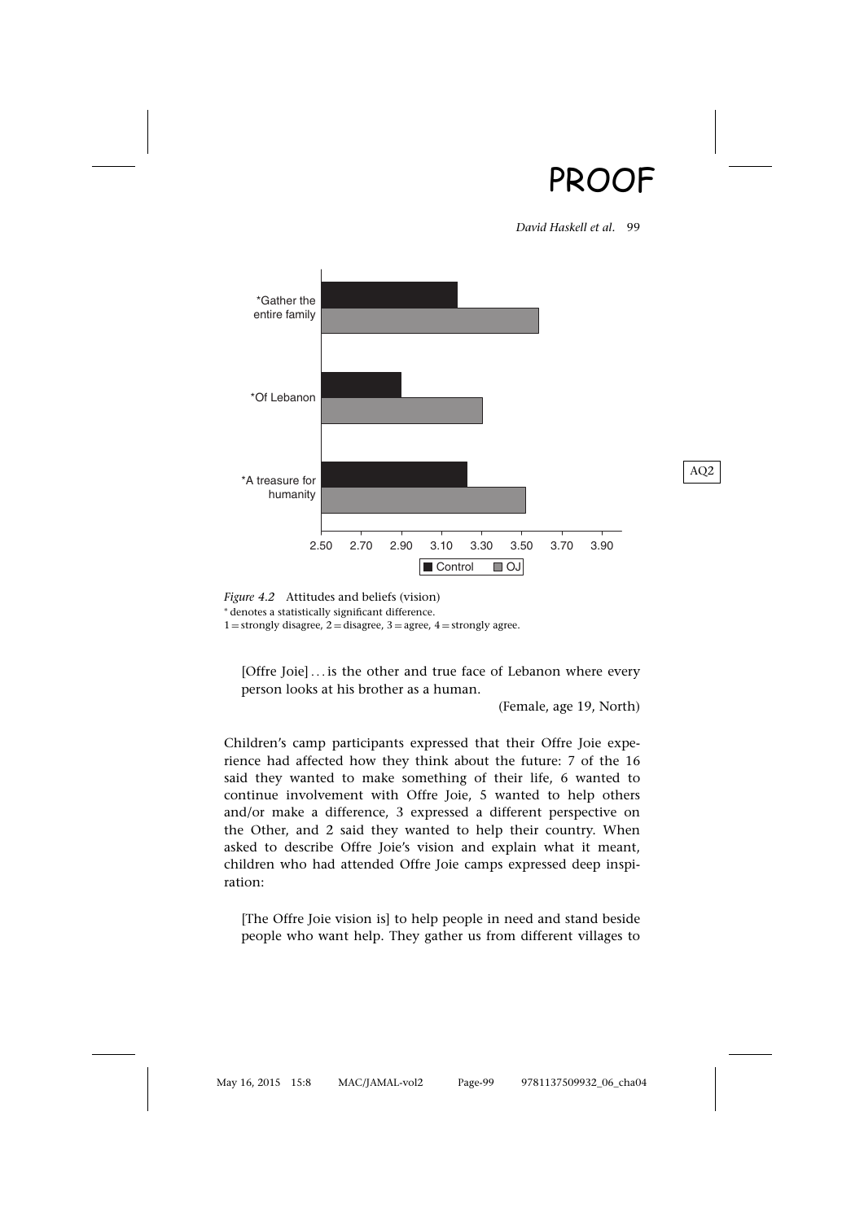*Figure 4.2* Attitudes and beliefs (vision)
* denotes a statistically significant difference.
1 = strongly disagree, 2 = disagree, 3 = agree, 4 = strongly agree.

> [Offre Joie] . . . is the other and true face of Lebanon where every person looks at his brother as a human.
>
> (Female, age 19, North)

Children's camp participants expressed that their Offre Joie experience had affected how they think about the future: 7 of the 16 said they wanted to make something of their life, 6 wanted to continue involvement with Offre Joie, 5 wanted to help others and/or make a difference, 3 expressed a different perspective on the Other, and 2 said they wanted to help their country. When asked to describe Offre Joie's vision and explain what it meant, children who had attended Offre Joie camps expressed deep inspiration:

> [The Offre Joie vision is] to help people in need and stand beside people who want help. They gather us from different villages to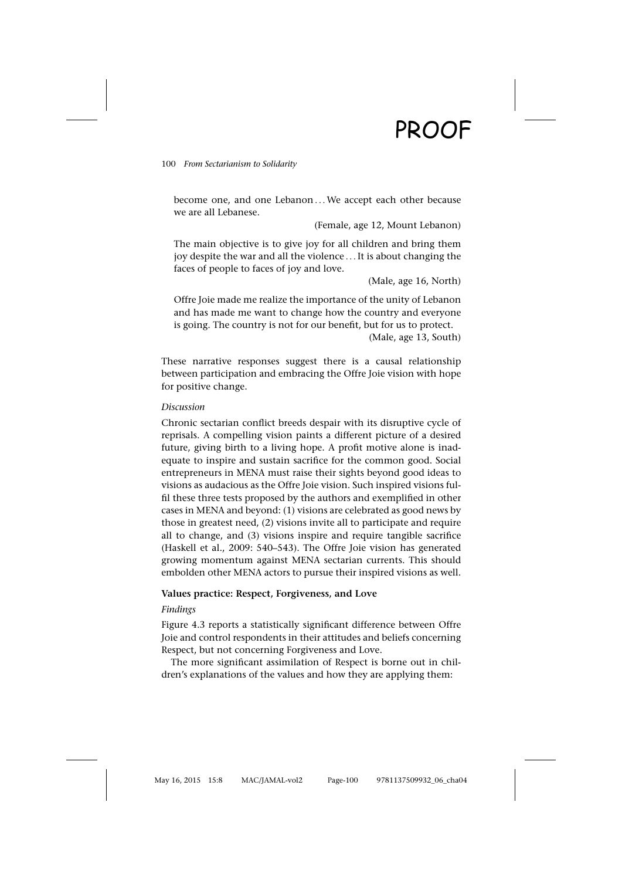> become one, and one Lebanon . . . We accept each other because we are all Lebanese.
>
> (Female, age 12, Mount Lebanon)

> The main objective is to give joy for all children and bring them joy despite the war and all the violence . . . It is about changing the faces of people to faces of joy and love.
>
> (Male, age 16, North)

> Offre Joie made me realize the importance of the unity of Lebanon and has made me want to change how the country and everyone is going. The country is not for our benefit, but for us to protect.
>
> (Male, age 13, South)

These narrative responses suggest there is a causal relationship between participation and embracing the Offre Joie vision with hope for positive change.

*Discussion*

Chronic sectarian conflict breeds despair with its disruptive cycle of reprisals. A compelling vision paints a different picture of a desired future, giving birth to a living hope. A profit motive alone is inadequate to inspire and sustain sacrifice for the common good. Social entrepreneurs in MENA must raise their sights beyond good ideas to visions as audacious as the Offre Joie vision. Such inspired visions fulfil these three tests proposed by the authors and exemplified in other cases in MENA and beyond: (1) visions are celebrated as good news by those in greatest need, (2) visions invite all to participate and require all to change, and (3) visions inspire and require tangible sacrifice (Haskell et al., 2009: 540–543). The Offre Joie vision has generated growing momentum against MENA sectarian currents. This should embolden other MENA actors to pursue their inspired visions as well.

**Values practice: Respect, Forgiveness, and Love**

*Findings*

Figure 4.3 reports a statistically significant difference between Offre Joie and control respondents in their attitudes and beliefs concerning Respect, but not concerning Forgiveness and Love.

The more significant assimilation of Respect is borne out in children's explanations of the values and how they are applying them: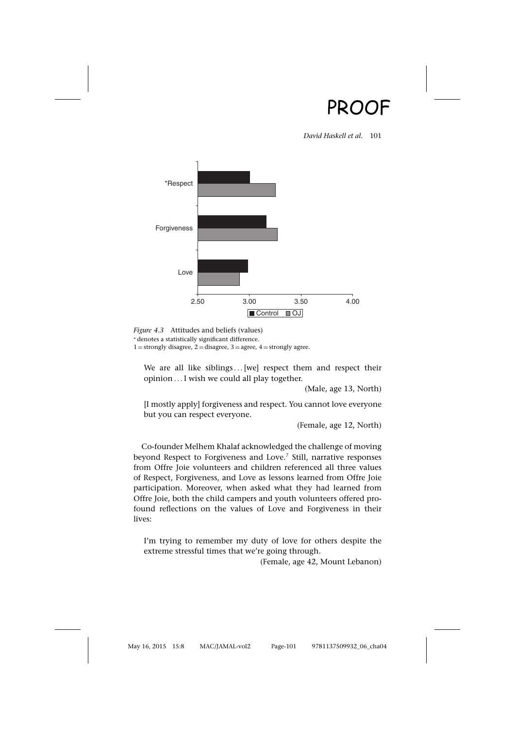*Figure 4.3* Attitudes and beliefs (values)
* denotes a statistically significant difference.
1 = strongly disagree, 2 = disagree, 3 = agree, 4 = strongly agree.

> We are all like siblings . . . [we] respect them and respect their opinion . . . I wish we could all play together.
>
> (Male, age 13, North)

> [I mostly apply] forgiveness and respect. You cannot love everyone but you can respect everyone.
>
> (Female, age 12, North)

Co-founder Melhem Khalaf acknowledged the challenge of moving beyond Respect to Forgiveness and Love.[7] Still, narrative responses from Offre Joie volunteers and children referenced all three values of Respect, Forgiveness, and Love as lessons learned from Offre Joie participation. Moreover, when asked what they had learned from Offre Joie, both the child campers and youth volunteers offered profound reflections on the values of Love and Forgiveness in their lives:

> I'm trying to remember my duty of love for others despite the extreme stressful times that we're going through.
>
> (Female, age 42, Mount Lebanon)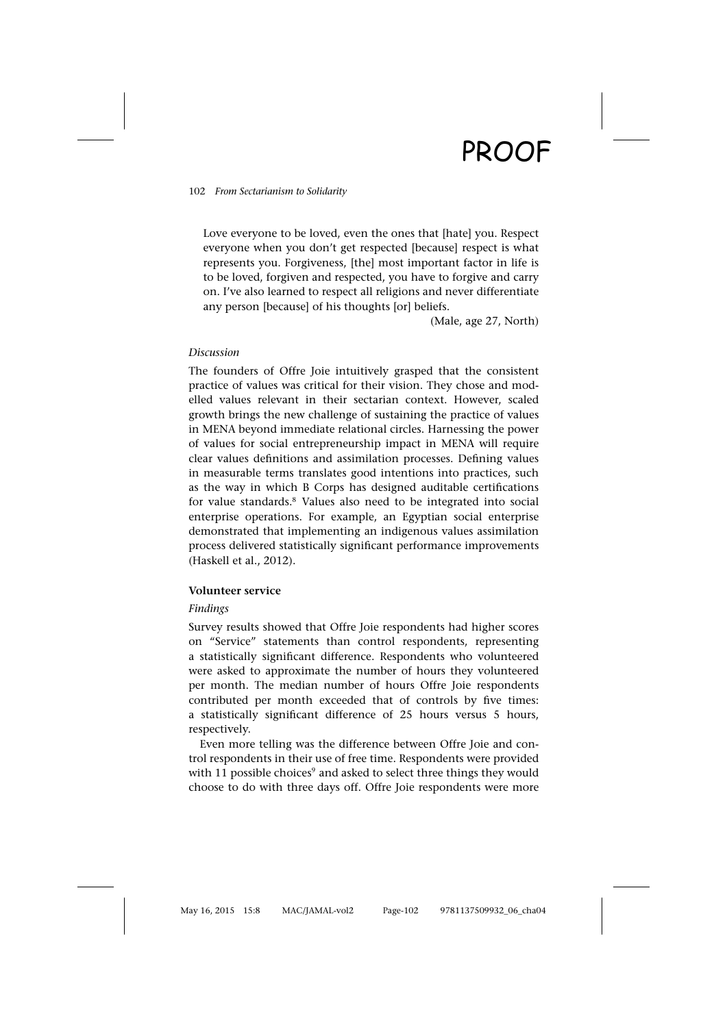> Love everyone to be loved, even the ones that [hate] you. Respect everyone when you don't get respected [because] respect is what represents you. Forgiveness, [the] most important factor in life is to be loved, forgiven and respected, you have to forgive and carry on. I've also learned to respect all religions and never differentiate any person [because] of his thoughts [or] beliefs.
>
> (Male, age 27, North)

*Discussion*

The founders of Offre Joie intuitively grasped that the consistent practice of values was critical for their vision. They chose and modelled values relevant in their sectarian context. However, scaled growth brings the new challenge of sustaining the practice of values in MENA beyond immediate relational circles. Harnessing the power of values for social entrepreneurship impact in MENA will require clear values definitions and assimilation processes. Defining values in measurable terms translates good intentions into practices, such as the way in which B Corps has designed auditable certifications for value standards.[8] Values also need to be integrated into social enterprise operations. For example, an Egyptian social enterprise demonstrated that implementing an indigenous values assimilation process delivered statistically significant performance improvements (Haskell et al., 2012).

**Volunteer service**

*Findings*

Survey results showed that Offre Joie respondents had higher scores on "Service" statements than control respondents, representing a statistically significant difference. Respondents who volunteered were asked to approximate the number of hours they volunteered per month. The median number of hours Offre Joie respondents contributed per month exceeded that of controls by five times: a statistically significant difference of 25 hours versus 5 hours, respectively.

Even more telling was the difference between Offre Joie and control respondents in their use of free time. Respondents were provided with 11 possible choices[9] and asked to select three things they would choose to do with three days off. Offre Joie respondents were more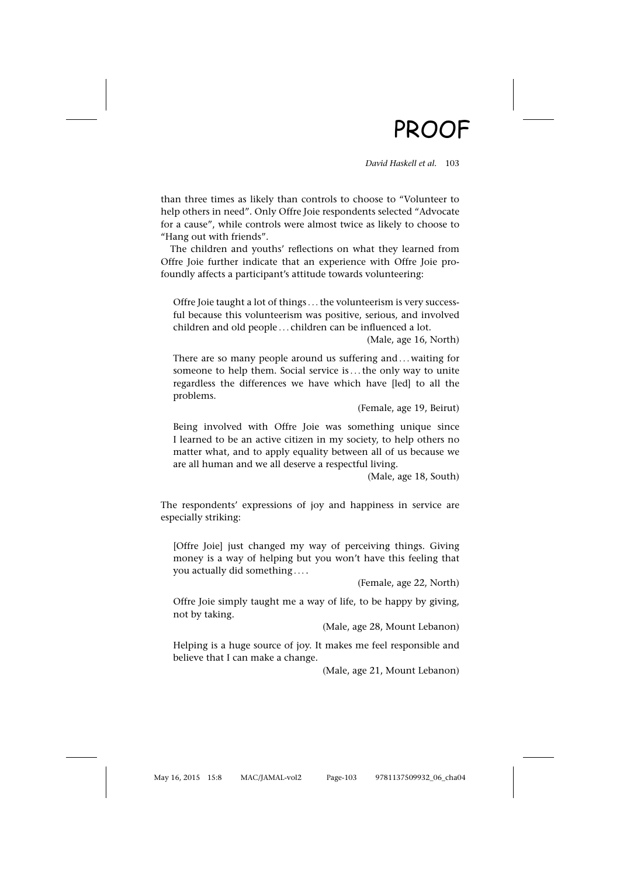than three times as likely than controls to choose to "Volunteer to help others in need". Only Offre Joie respondents selected "Advocate for a cause", while controls were almost twice as likely to choose to "Hang out with friends".

The children and youths' reflections on what they learned from Offre Joie further indicate that an experience with Offre Joie profoundly affects a participant's attitude towards volunteering:

> Offre Joie taught a lot of things . . . the volunteerism is very successful because this volunteerism was positive, serious, and involved children and old people . . . children can be influenced a lot.
>
> (Male, age 16, North)

> There are so many people around us suffering and . . . waiting for someone to help them. Social service is . . . the only way to unite regardless the differences we have which have [led] to all the problems.
>
> (Female, age 19, Beirut)

> Being involved with Offre Joie was something unique since I learned to be an active citizen in my society, to help others no matter what, and to apply equality between all of us because we are all human and we all deserve a respectful living.
>
> (Male, age 18, South)

The respondents' expressions of joy and happiness in service are especially striking:

> [Offre Joie] just changed my way of perceiving things. Giving money is a way of helping but you won't have this feeling that you actually did something . . . .
>
> (Female, age 22, North)

> Offre Joie simply taught me a way of life, to be happy by giving, not by taking.
>
> (Male, age 28, Mount Lebanon)

> Helping is a huge source of joy. It makes me feel responsible and believe that I can make a change.
>
> (Male, age 21, Mount Lebanon)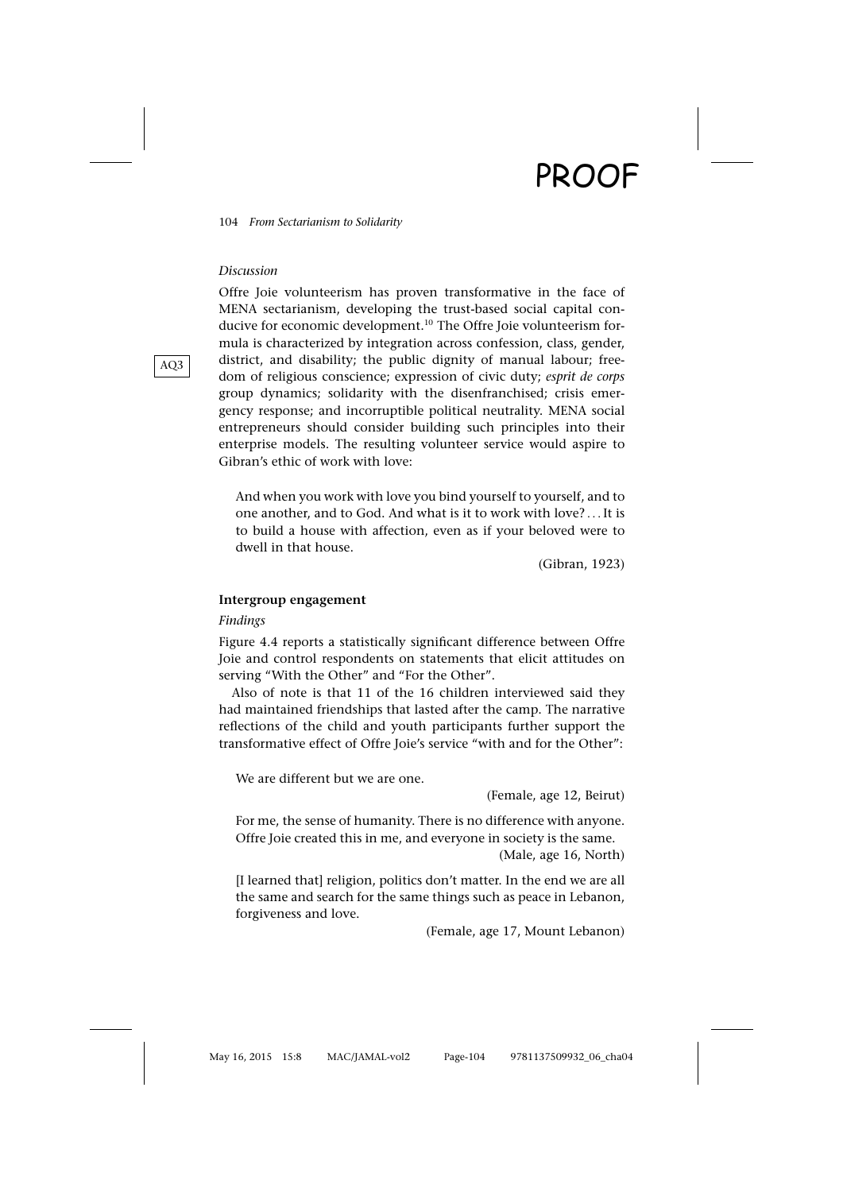*Discussion*

Offre Joie volunteerism has proven transformative in the face of MENA sectarianism, developing the trust-based social capital conducive for economic development.[10] The Offre Joie volunteerism formula is characterized by integration across confession, class, gender, district, and disability; the public dignity of manual labour; freedom of religious conscience; expression of civic duty; *esprit de corps* group dynamics; solidarity with the disenfranchised; crisis emergency response; and incorruptible political neutrality. MENA social entrepreneurs should consider building such principles into their enterprise models. The resulting volunteer service would aspire to Gibran's ethic of work with love:

> And when you work with love you bind yourself to yourself, and to one another, and to God. And what is it to work with love? . . . It is to build a house with affection, even as if your beloved were to dwell in that house.
>
> (Gibran, 1923)

**Intergroup engagement**

*Findings*

Figure 4.4 reports a statistically significant difference between Offre Joie and control respondents on statements that elicit attitudes on serving "With the Other" and "For the Other".

Also of note is that 11 of the 16 children interviewed said they had maintained friendships that lasted after the camp. The narrative reflections of the child and youth participants further support the transformative effect of Offre Joie's service "with and for the Other":

> We are different but we are one.
>
> (Female, age 12, Beirut)

> For me, the sense of humanity. There is no difference with anyone. Offre Joie created this in me, and everyone in society is the same.
>
> (Male, age 16, North)

> [I learned that] religion, politics don't matter. In the end we are all the same and search for the same things such as peace in Lebanon, forgiveness and love.
>
> (Female, age 17, Mount Lebanon)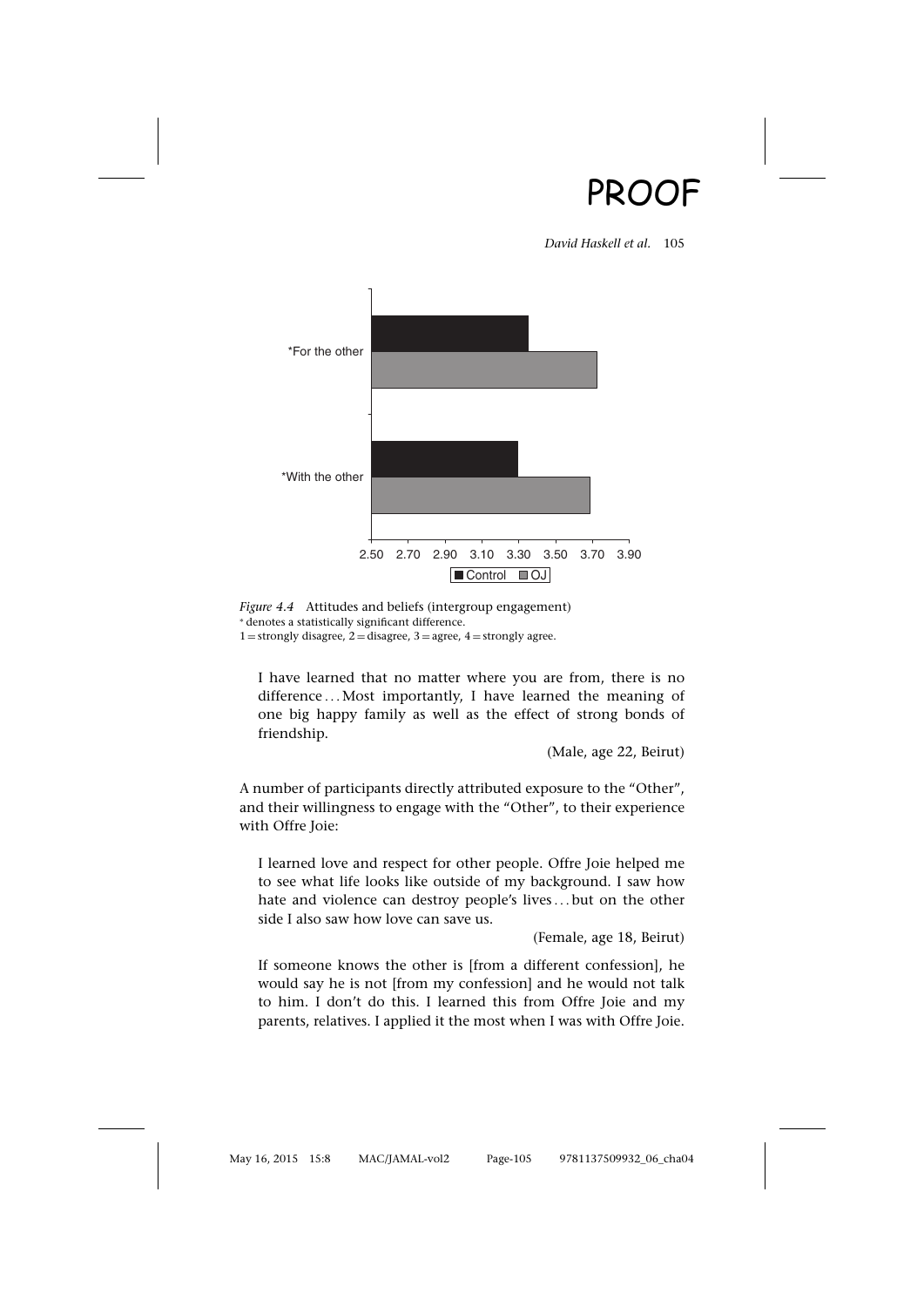*Figure 4.4* Attitudes and beliefs (intergroup engagement)
* denotes a statistically significant difference.
1 = strongly disagree, 2 = disagree, 3 = agree, 4 = strongly agree.

> I have learned that no matter where you are from, there is no difference ... Most importantly, I have learned the meaning of one big happy family as well as the effect of strong bonds of friendship.
>
> (Male, age 22, Beirut)

A number of participants directly attributed exposure to the "Other", and their willingness to engage with the "Other", to their experience with Offre Joie:

> I learned love and respect for other people. Offre Joie helped me to see what life looks like outside of my background. I saw how hate and violence can destroy people's lives ... but on the other side I also saw how love can save us.
>
> (Female, age 18, Beirut)

> If someone knows the other is [from a different confession], he would say he is not [from my confession] and he would not talk to him. I don't do this. I learned this from Offre Joie and my parents, relatives. I applied it the most when I was with Offre Joie.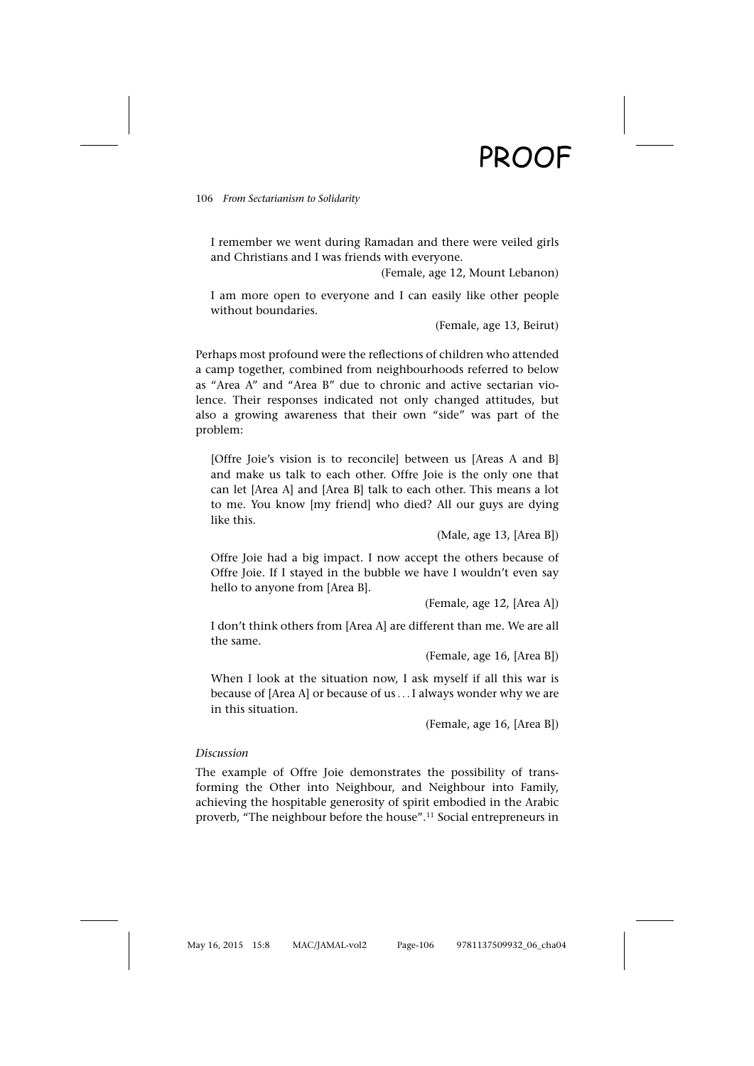> I remember we went during Ramadan and there were veiled girls and Christians and I was friends with everyone.
>
> (Female, age 12, Mount Lebanon)

> I am more open to everyone and I can easily like other people without boundaries.
>
> (Female, age 13, Beirut)

Perhaps most profound were the reflections of children who attended a camp together, combined from neighbourhoods referred to below as "Area A" and "Area B" due to chronic and active sectarian violence. Their responses indicated not only changed attitudes, but also a growing awareness that their own "side" was part of the problem:

> [Offre Joie's vision is to reconcile] between us [Areas A and B] and make us talk to each other. Offre Joie is the only one that can let [Area A] and [Area B] talk to each other. This means a lot to me. You know [my friend] who died? All our guys are dying like this.
>
> (Male, age 13, [Area B])

> Offre Joie had a big impact. I now accept the others because of Offre Joie. If I stayed in the bubble we have I wouldn't even say hello to anyone from [Area B].
>
> (Female, age 12, [Area A])

> I don't think others from [Area A] are different than me. We are all the same.
>
> (Female, age 16, [Area B])

> When I look at the situation now, I ask myself if all this war is because of [Area A] or because of us . . . I always wonder why we are in this situation.
>
> (Female, age 16, [Area B])

*Discussion*

The example of Offre Joie demonstrates the possibility of transforming the Other into Neighbour, and Neighbour into Family, achieving the hospitable generosity of spirit embodied in the Arabic proverb, "The neighbour before the house".[11] Social entrepreneurs in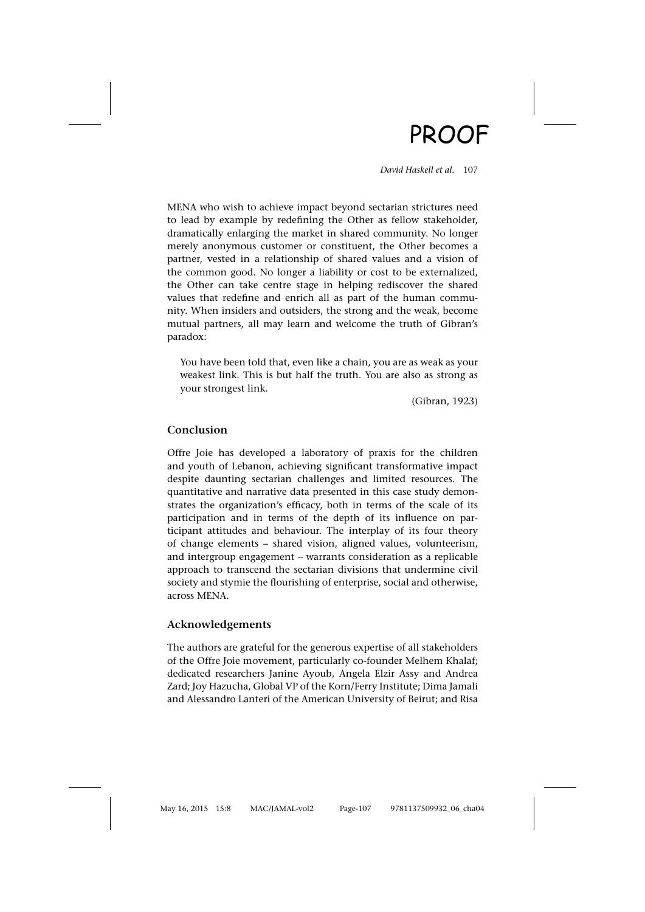MENA who wish to achieve impact beyond sectarian strictures need to lead by example by redefining the Other as fellow stakeholder, dramatically enlarging the market in shared community. No longer merely anonymous customer or constituent, the Other becomes a partner, vested in a relationship of shared values and a vision of the common good. No longer a liability or cost to be externalized, the Other can take centre stage in helping rediscover the shared values that redefine and enrich all as part of the human community. When insiders and outsiders, the strong and the weak, become mutual partners, all may learn and welcome the truth of Gibran's paradox:

> You have been told that, even like a chain, you are as weak as your weakest link. This is but half the truth. You are also as strong as your strongest link.
>
> (Gibran, 1923)

## Conclusion

Offre Joie has developed a laboratory of praxis for the children and youth of Lebanon, achieving significant transformative impact despite daunting sectarian challenges and limited resources. The quantitative and narrative data presented in this case study demonstrates the organization's efficacy, both in terms of the scale of its participation and in terms of the depth of its influence on participant attitudes and behaviour. The interplay of its four theory of change elements – shared vision, aligned values, volunteerism, and intergroup engagement – warrants consideration as a replicable approach to transcend the sectarian divisions that undermine civil society and stymie the flourishing of enterprise, social and otherwise, across MENA.

## Acknowledgements

The authors are grateful for the generous expertise of all stakeholders of the Offre Joie movement, particularly co-founder Melhem Khalaf; dedicated researchers Janine Ayoub, Angela Elzir Assy and Andrea Zard; Joy Hazucha, Global VP of the Korn/Ferry Institute; Dima Jamali and Alessandro Lanteri of the American University of Beirut; and Risa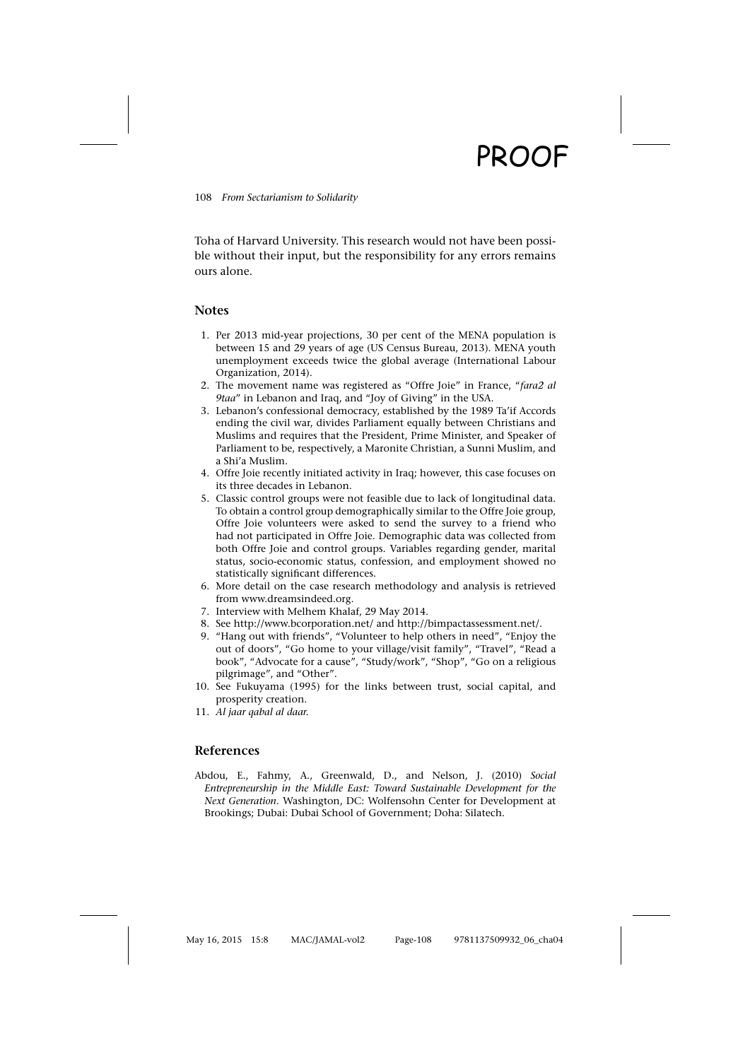Toha of Harvard University. This research would not have been possible without their input, but the responsibility for any errors remains ours alone.

## Notes

1. Per 2013 mid-year projections, 30 per cent of the MENA population is between 15 and 29 years of age (US Census Bureau, 2013). MENA youth unemployment exceeds twice the global average (International Labour Organization, 2014).
2. The movement name was registered as "Offre Joie" in France, "*fara2 al 9taa*" in Lebanon and Iraq, and "Joy of Giving" in the USA.
3. Lebanon's confessional democracy, established by the 1989 Ta'if Accords ending the civil war, divides Parliament equally between Christians and Muslims and requires that the President, Prime Minister, and Speaker of Parliament to be, respectively, a Maronite Christian, a Sunni Muslim, and a Shi'a Muslim.
4. Offre Joie recently initiated activity in Iraq; however, this case focuses on its three decades in Lebanon.
5. Classic control groups were not feasible due to lack of longitudinal data. To obtain a control group demographically similar to the Offre Joie group, Offre Joie volunteers were asked to send the survey to a friend who had not participated in Offre Joie. Demographic data was collected from both Offre Joie and control groups. Variables regarding gender, marital status, socio-economic status, confession, and employment showed no statistically significant differences.
6. More detail on the case research methodology and analysis is retrieved from www.dreamsindeed.org.
7. Interview with Melhem Khalaf, 29 May 2014.
8. See http://www.bcorporation.net/ and http://bimpactassessment.net/.
9. "Hang out with friends", "Volunteer to help others in need", "Enjoy the out of doors", "Go home to your village/visit family", "Travel", "Read a book", "Advocate for a cause", "Study/work", "Shop", "Go on a religious pilgrimage", and "Other".
10. See Fukuyama (1995) for the links between trust, social capital, and prosperity creation.
11. *Al jaar qabal al daar.*

## References

Abdou, E., Fahmy, A., Greenwald, D., and Nelson, J. (2010) *Social Entrepreneurship in the Middle East: Toward Sustainable Development for the Next Generation*. Washington, DC: Wolfensohn Center for Development at Brookings; Dubai: Dubai School of Government; Doha: Silatech.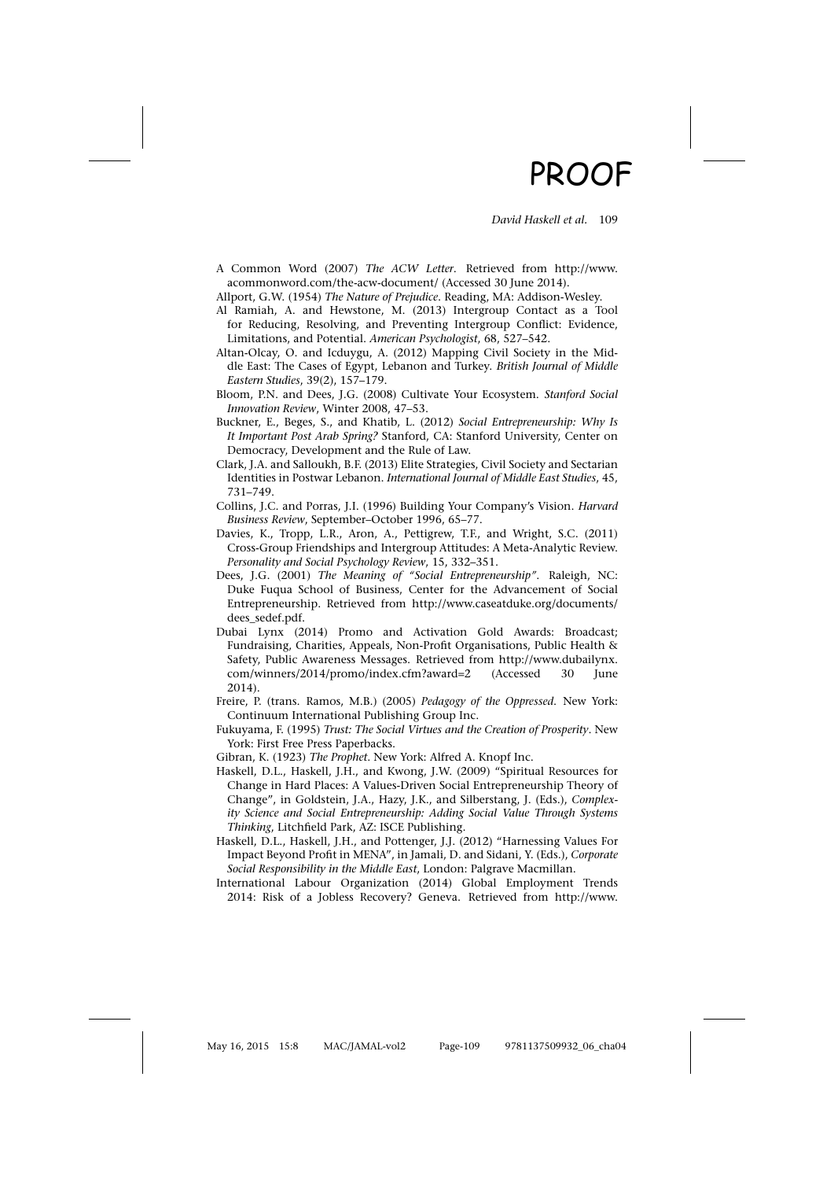A Common Word (2007) *The ACW Letter*. Retrieved from http://www.acommonword.com/the-acw-document/ (Accessed 30 June 2014).

Allport, G.W. (1954) *The Nature of Prejudice*. Reading, MA: Addison-Wesley.

Al Ramiah, A. and Hewstone, M. (2013) Intergroup Contact as a Tool for Reducing, Resolving, and Preventing Intergroup Conflict: Evidence, Limitations, and Potential. *American Psychologist*, 68, 527–542.

Altan-Olcay, O. and Icduygu, A. (2012) Mapping Civil Society in the Middle East: The Cases of Egypt, Lebanon and Turkey. *British Journal of Middle Eastern Studies*, 39(2), 157–179.

Bloom, P.N. and Dees, J.G. (2008) Cultivate Your Ecosystem. *Stanford Social Innovation Review*, Winter 2008, 47–53.

Buckner, E., Beges, S., and Khatib, L. (2012) *Social Entrepreneurship: Why Is It Important Post Arab Spring?* Stanford, CA: Stanford University, Center on Democracy, Development and the Rule of Law.

Clark, J.A. and Salloukh, B.F. (2013) Elite Strategies, Civil Society and Sectarian Identities in Postwar Lebanon. *International Journal of Middle East Studies*, 45, 731–749.

Collins, J.C. and Porras, J.I. (1996) Building Your Company's Vision. *Harvard Business Review*, September–October 1996, 65–77.

Davies, K., Tropp, L.R., Aron, A., Pettigrew, T.F., and Wright, S.C. (2011) Cross-Group Friendships and Intergroup Attitudes: A Meta-Analytic Review. *Personality and Social Psychology Review*, 15, 332–351.

Dees, J.G. (2001) *The Meaning of "Social Entrepreneurship"*. Raleigh, NC: Duke Fuqua School of Business, Center for the Advancement of Social Entrepreneurship. Retrieved from http://www.caseatduke.org/documents/dees_sedef.pdf.

Dubai Lynx (2014) Promo and Activation Gold Awards: Broadcast; Fundraising, Charities, Appeals, Non-Profit Organisations, Public Health & Safety, Public Awareness Messages. Retrieved from http://www.dubailynx.com/winners/2014/promo/index.cfm?award=2 (Accessed 30 June 2014).

Freire, P. (trans. Ramos, M.B.) (2005) *Pedagogy of the Oppressed*. New York: Continuum International Publishing Group Inc.

Fukuyama, F. (1995) *Trust: The Social Virtues and the Creation of Prosperity*. New York: First Free Press Paperbacks.

Gibran, K. (1923) *The Prophet*. New York: Alfred A. Knopf Inc.

Haskell, D.L., Haskell, J.H., and Kwong, J.W. (2009) "Spiritual Resources for Change in Hard Places: A Values-Driven Social Entrepreneurship Theory of Change", in Goldstein, J.A., Hazy, J.K., and Silberstang, J. (Eds.), *Complexity Science and Social Entrepreneurship: Adding Social Value Through Systems Thinking*, Litchfield Park, AZ: ISCE Publishing.

Haskell, D.L., Haskell, J.H., and Pottenger, J.J. (2012) "Harnessing Values For Impact Beyond Profit in MENA", in Jamali, D. and Sidani, Y. (Eds.), *Corporate Social Responsibility in the Middle East*, London: Palgrave Macmillan.

International Labour Organization (2014) Global Employment Trends 2014: Risk of a Jobless Recovery? Geneva. Retrieved from http://www.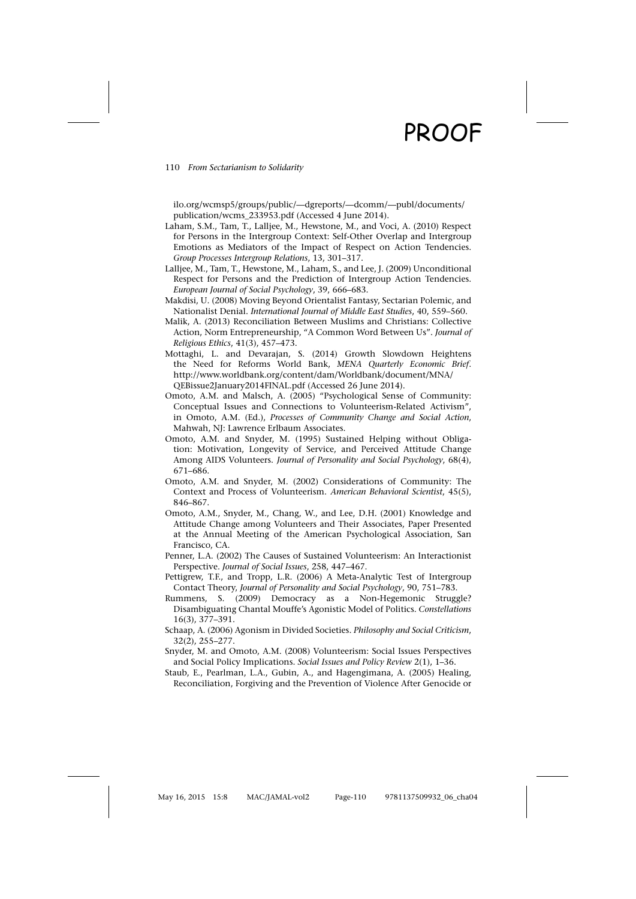ilo.org/wcmsp5/groups/public/—dgreports/—dcomm/—publ/documents/publication/wcms_233953.pdf (Accessed 4 June 2014).

Laham, S.M., Tam, T., Lalljee, M., Hewstone, M., and Voci, A. (2010) Respect for Persons in the Intergroup Context: Self-Other Overlap and Intergroup Emotions as Mediators of the Impact of Respect on Action Tendencies. *Group Processes Intergroup Relations*, 13, 301–317.

Lalljee, M., Tam, T., Hewstone, M., Laham, S., and Lee, J. (2009) Unconditional Respect for Persons and the Prediction of Intergroup Action Tendencies. *European Journal of Social Psychology*, 39, 666–683.

Makdisi, U. (2008) Moving Beyond Orientalist Fantasy, Sectarian Polemic, and Nationalist Denial. *International Journal of Middle East Studies*, 40, 559–560.

Malik, A. (2013) Reconciliation Between Muslims and Christians: Collective Action, Norm Entrepreneurship, "A Common Word Between Us". *Journal of Religious Ethics*, 41(3), 457–473.

Mottaghi, L. and Devarajan, S. (2014) Growth Slowdown Heightens the Need for Reforms World Bank, *MENA Quarterly Economic Brief*. http://www.worldbank.org/content/dam/Worldbank/document/MNA/QEBissue2January2014FINAL.pdf (Accessed 26 June 2014).

Omoto, A.M. and Malsch, A. (2005) "Psychological Sense of Community: Conceptual Issues and Connections to Volunteerism-Related Activism", in Omoto, A.M. (Ed.), *Processes of Community Change and Social Action*, Mahwah, NJ: Lawrence Erlbaum Associates.

Omoto, A.M. and Snyder, M. (1995) Sustained Helping without Obligation: Motivation, Longevity of Service, and Perceived Attitude Change Among AIDS Volunteers. *Journal of Personality and Social Psychology*, 68(4), 671–686.

Omoto, A.M. and Snyder, M. (2002) Considerations of Community: The Context and Process of Volunteerism. *American Behavioral Scientist*, 45(5), 846–867.

Omoto, A.M., Snyder, M., Chang, W., and Lee, D.H. (2001) Knowledge and Attitude Change among Volunteers and Their Associates, Paper Presented at the Annual Meeting of the American Psychological Association, San Francisco, CA.

Penner, L.A. (2002) The Causes of Sustained Volunteerism: An Interactionist Perspective. *Journal of Social Issues*, 258, 447–467.

Pettigrew, T.F., and Tropp, L.R. (2006) A Meta-Analytic Test of Intergroup Contact Theory, *Journal of Personality and Social Psychology*, 90, 751–783.

Rummens, S. (2009) Democracy as a Non-Hegemonic Struggle? Disambiguating Chantal Mouffe's Agonistic Model of Politics. *Constellations* 16(3), 377–391.

Schaap, A. (2006) Agonism in Divided Societies. *Philosophy and Social Criticism*, 32(2), 255–277.

Snyder, M. and Omoto, A.M. (2008) Volunteerism: Social Issues Perspectives and Social Policy Implications. *Social Issues and Policy Review* 2(1), 1–36.

Staub, E., Pearlman, L.A., Gubin, A., and Hagengimana, A. (2005) Healing, Reconciliation, Forgiving and the Prevention of Violence After Genocide or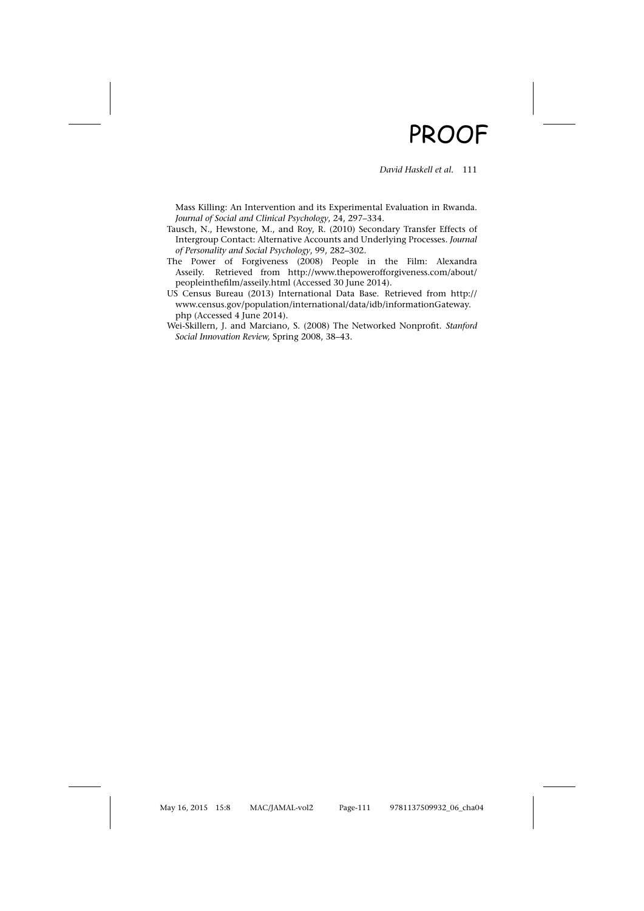Mass Killing: An Intervention and its Experimental Evaluation in Rwanda. *Journal of Social and Clinical Psychology*, 24, 297–334.

Tausch, N., Hewstone, M., and Roy, R. (2010) Secondary Transfer Effects of Intergroup Contact: Alternative Accounts and Underlying Processes. *Journal of Personality and Social Psychology*, 99, 282–302.

The Power of Forgiveness (2008) People in the Film: Alexandra Asseily. Retrieved from http://www.thepowerofforgiveness.com/about/peopleinthefilm/asseily.html (Accessed 30 June 2014).

US Census Bureau (2013) International Data Base. Retrieved from http://www.census.gov/population/international/data/idb/informationGateway.php (Accessed 4 June 2014).

Wei-Skillern, J. and Marciano, S. (2008) The Networked Nonprofit. *Stanford Social Innovation Review,* Spring 2008, 38–43.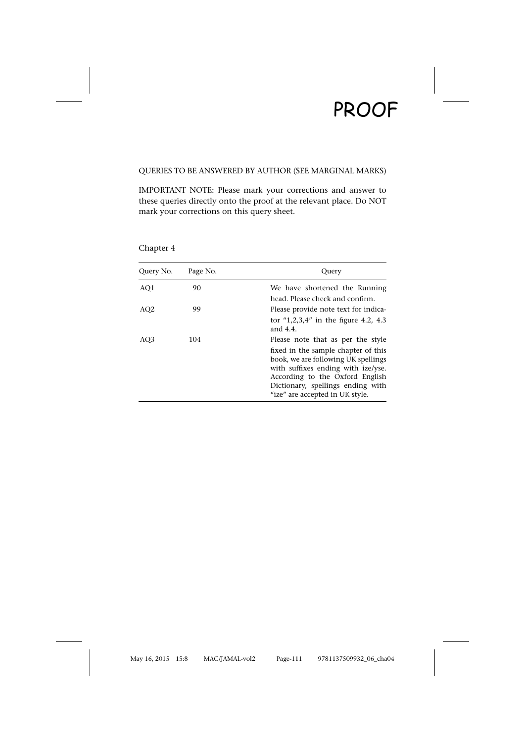# PROOF

QUERIES TO BE ANSWERED BY AUTHOR (SEE MARGINAL MARKS)

IMPORTANT NOTE: Please mark your corrections and answer to these queries directly onto the proof at the relevant place. Do NOT mark your corrections on this query sheet.

Chapter 4

| Query No. | Page No. | Query |
|---|---|---|
| AQ1 | 90 | We have shortened the Running head. Please check and confirm. |
| AQ2 | 99 | Please provide note text for indicator "1,2,3,4" in the figure 4.2, 4.3 and 4.4. |
| AQ3 | 104 | Please note that as per the style fixed in the sample chapter of this book, we are following UK spellings with suffixes ending with ize/yse. According to the Oxford English Dictionary, spellings ending with "ize" are accepted in UK style. |